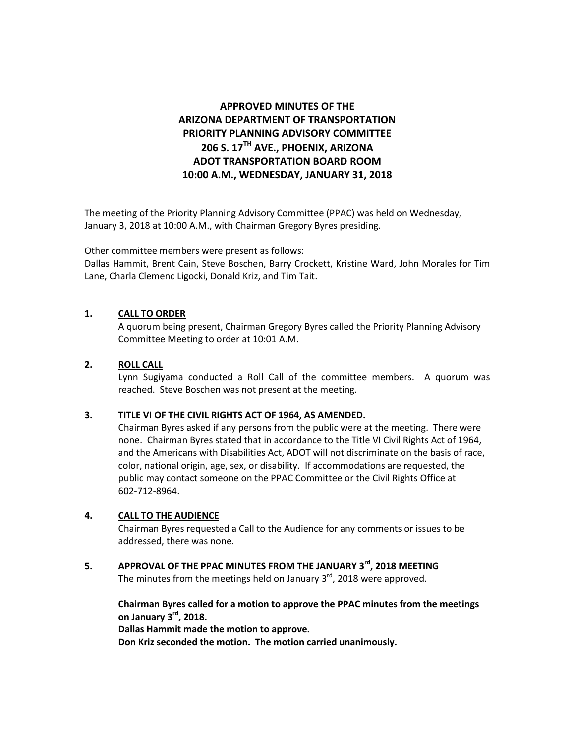# APPROVED MINUTES OF THE ARIZONA DEPARTMENT OF TRANSPORTATION PRIORITY PLANNING ADVISORY COMMITTEE 206 S. 17TH AVE., PHOENIX, ARIZONA ADOT TRANSPORTATION BOARD ROOM 10:00 A.M., WEDNESDAY, JANUARY 31, 2018

The meeting of the Priority Planning Advisory Committee (PPAC) was held on Wednesday, January 3, 2018 at 10:00 A.M., with Chairman Gregory Byres presiding.

Other committee members were present as follows:
Dallas Hammit, Brent Cain, Steve Boschen, Barry Crockett, Kristine Ward, John Morales for Tim Lane, Charla Clemenc Ligocki, Donald Kriz, and Tim Tait.

**1. CALL TO ORDER**

A quorum being present, Chairman Gregory Byres called the Priority Planning Advisory Committee Meeting to order at 10:01 A.M.

**2. ROLL CALL**

Lynn Sugiyama conducted a Roll Call of the committee members. A quorum was reached. Steve Boschen was not present at the meeting.

**3. TITLE VI OF THE CIVIL RIGHTS ACT OF 1964, AS AMENDED.**

Chairman Byres asked if any persons from the public were at the meeting. There were none. Chairman Byres stated that in accordance to the Title VI Civil Rights Act of 1964, and the Americans with Disabilities Act, ADOT will not discriminate on the basis of race, color, national origin, age, sex, or disability. If accommodations are requested, the public may contact someone on the PPAC Committee or the Civil Rights Office at 602-712-8964.

**4. CALL TO THE AUDIENCE**

Chairman Byres requested a Call to the Audience for any comments or issues to be addressed, there was none.

**5. APPROVAL OF THE PPAC MINUTES FROM THE JANUARY 3rd, 2018 MEETING**

The minutes from the meetings held on January 3rd, 2018 were approved.

**Chairman Byres called for a motion to approve the PPAC minutes from the meetings on January 3rd, 2018.**
**Dallas Hammit made the motion to approve.**
**Don Kriz seconded the motion. The motion carried unanimously.**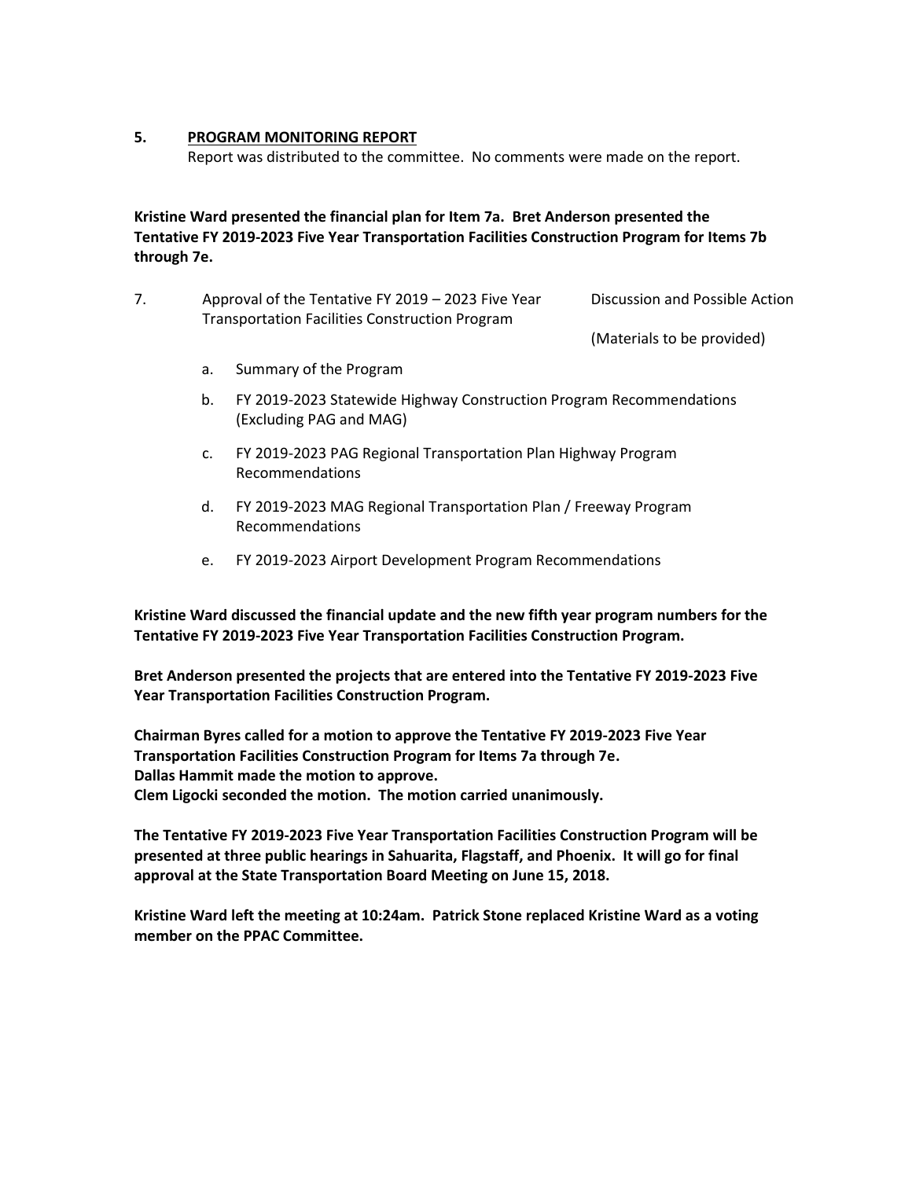**5. <u>PROGRAM MONITORING REPORT</u>**

Report was distributed to the committee. No comments were made on the report.

**Kristine Ward presented the financial plan for Item 7a. Bret Anderson presented the Tentative FY 2019-2023 Five Year Transportation Facilities Construction Program for Items 7b through 7e.**

7. Approval of the Tentative FY 2019 – 2023 Five Year Transportation Facilities Construction Program — Discussion and Possible Action

(Materials to be provided)

   a. Summary of the Program

   b. FY 2019-2023 Statewide Highway Construction Program Recommendations (Excluding PAG and MAG)

   c. FY 2019-2023 PAG Regional Transportation Plan Highway Program Recommendations

   d. FY 2019-2023 MAG Regional Transportation Plan / Freeway Program Recommendations

   e. FY 2019-2023 Airport Development Program Recommendations

**Kristine Ward discussed the financial update and the new fifth year program numbers for the Tentative FY 2019-2023 Five Year Transportation Facilities Construction Program.**

**Bret Anderson presented the projects that are entered into the Tentative FY 2019-2023 Five Year Transportation Facilities Construction Program.**

**Chairman Byres called for a motion to approve the Tentative FY 2019-2023 Five Year Transportation Facilities Construction Program for Items 7a through 7e.**
**Dallas Hammit made the motion to approve.**
**Clem Ligocki seconded the motion. The motion carried unanimously.**

**The Tentative FY 2019-2023 Five Year Transportation Facilities Construction Program will be presented at three public hearings in Sahuarita, Flagstaff, and Phoenix. It will go for final approval at the State Transportation Board Meeting on June 15, 2018.**

**Kristine Ward left the meeting at 10:24am. Patrick Stone replaced Kristine Ward as a voting member on the PPAC Committee.**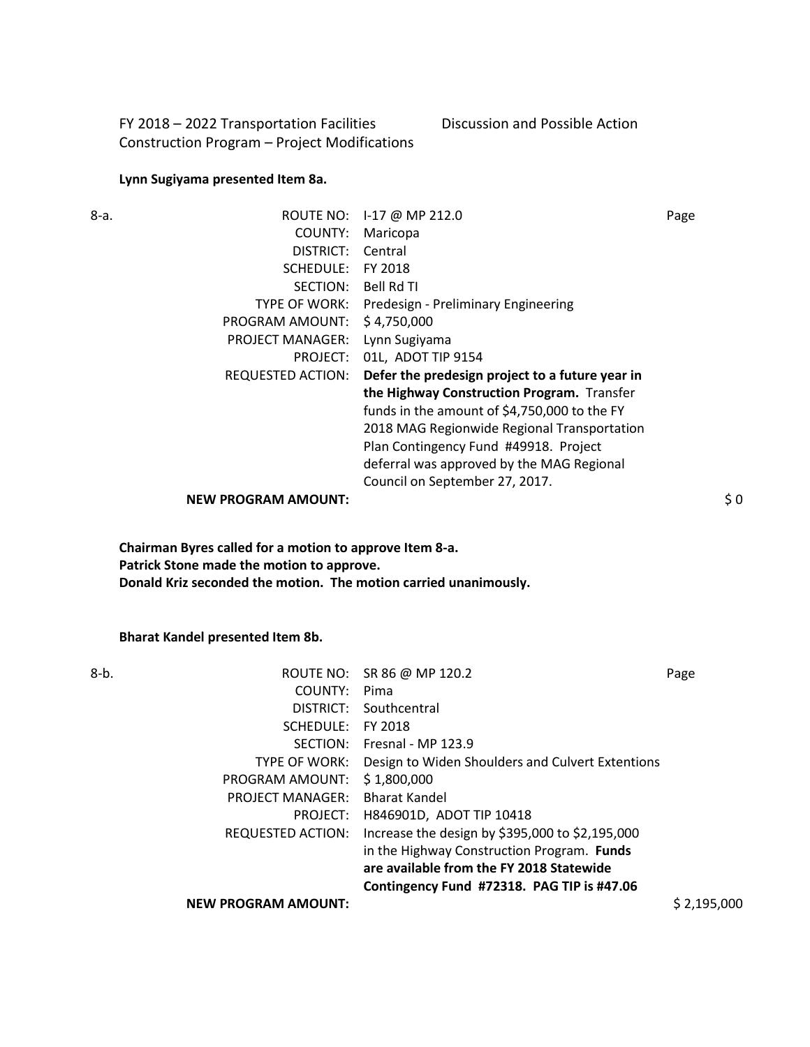FY 2018 – 2022 Transportation Facilities Construction Program – Project Modifications

Discussion and Possible Action

**Lynn Sugiyama presented Item 8a.**

8-a.

| | | |
|---|---|---|
| ROUTE NO: | I-17 @ MP 212.0 | Page |
| COUNTY: | Maricopa | |
| DISTRICT: | Central | |
| SCHEDULE: | FY 2018 | |
| SECTION: | Bell Rd TI | |
| TYPE OF WORK: | Predesign - Preliminary Engineering | |
| PROGRAM AMOUNT: | $ 4,750,000 | |
| PROJECT MANAGER: | Lynn Sugiyama | |
| PROJECT: | 01L, ADOT TIP 9154 | |
| REQUESTED ACTION: | **Defer the predesign project to a future year in the Highway Construction Program.** Transfer funds in the amount of $4,750,000 to the FY 2018 MAG Regionwide Regional Transportation Plan Contingency Fund #49918. Project deferral was approved by the MAG Regional Council on September 27, 2017. | |
| **NEW PROGRAM AMOUNT:** | | $ 0 |

**Chairman Byres called for a motion to approve Item 8-a.**
**Patrick Stone made the motion to approve.**
**Donald Kriz seconded the motion. The motion carried unanimously.**

**Bharat Kandel presented Item 8b.**

8-b.

| | | |
|---|---|---|
| ROUTE NO: | SR 86 @ MP 120.2 | Page |
| COUNTY: | Pima | |
| DISTRICT: | Southcentral | |
| SCHEDULE: | FY 2018 | |
| SECTION: | Fresnal - MP 123.9 | |
| TYPE OF WORK: | Design to Widen Shoulders and Culvert Extentions | |
| PROGRAM AMOUNT: | $ 1,800,000 | |
| PROJECT MANAGER: | Bharat Kandel | |
| PROJECT: | H846901D, ADOT TIP 10418 | |
| REQUESTED ACTION: | Increase the design by $395,000 to $2,195,000 in the Highway Construction Program. **Funds are available from the FY 2018 Statewide Contingency Fund #72318. PAG TIP is #47.06** | |
| **NEW PROGRAM AMOUNT:** | | $ 2,195,000 |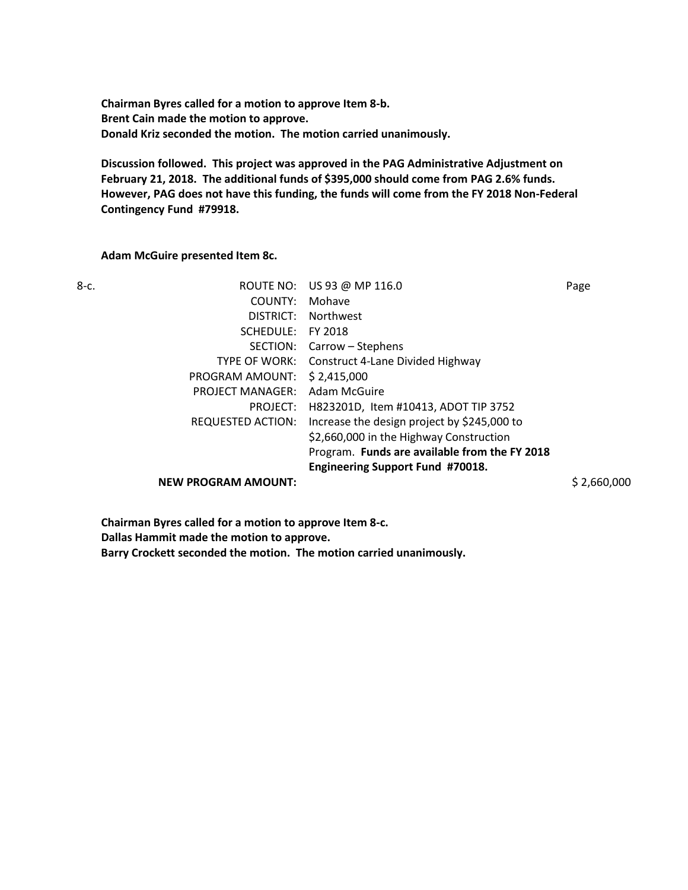**Chairman Byres called for a motion to approve Item 8-b.**
**Brent Cain made the motion to approve.**
**Donald Kriz seconded the motion. The motion carried unanimously.**

**Discussion followed. This project was approved in the PAG Administrative Adjustment on February 21, 2018. The additional funds of $395,000 should come from PAG 2.6% funds. However, PAG does not have this funding, the funds will come from the FY 2018 Non-Federal Contingency Fund #79918.**

**Adam McGuire presented Item 8c.**

8-c.

| | | |
|---|---|---|
| ROUTE NO: | US 93 @ MP 116.0 | Page |
| COUNTY: | Mohave | |
| DISTRICT: | Northwest | |
| SCHEDULE: | FY 2018 | |
| SECTION: | Carrow – Stephens | |
| TYPE OF WORK: | Construct 4-Lane Divided Highway | |
| PROGRAM AMOUNT: | $ 2,415,000 | |
| PROJECT MANAGER: | Adam McGuire | |
| PROJECT: | H823201D, Item #10413, ADOT TIP 3752 | |
| REQUESTED ACTION: | Increase the design project by $245,000 to $2,660,000 in the Highway Construction Program. **Funds are available from the FY 2018 Engineering Support Fund #70018.** | |
| **NEW PROGRAM AMOUNT:** | | $ 2,660,000 |

**Chairman Byres called for a motion to approve Item 8-c.**
**Dallas Hammit made the motion to approve.**
**Barry Crockett seconded the motion. The motion carried unanimously.**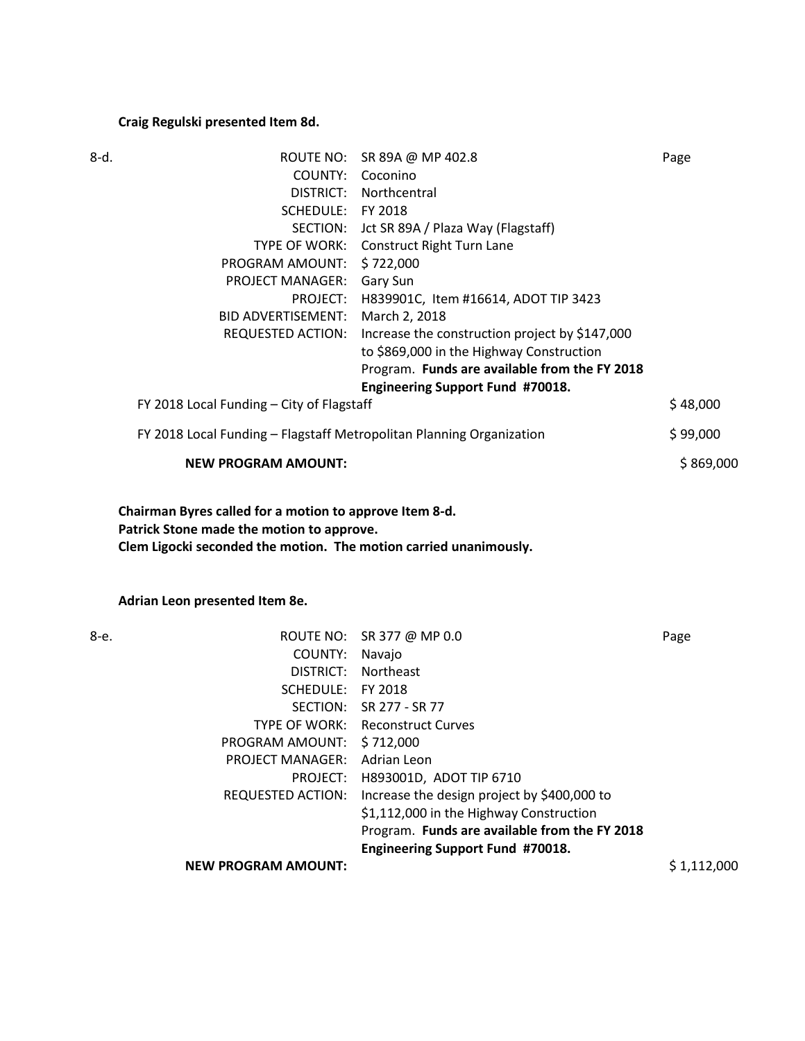**Craig Regulski presented Item 8d.**

| 8-d. | | | |
|---|---|---|---|
| | ROUTE NO: | SR 89A @ MP 402.8 | Page |
| | COUNTY: | Coconino | |
| | DISTRICT: | Northcentral | |
| | SCHEDULE: | FY 2018 | |
| | SECTION: | Jct SR 89A / Plaza Way (Flagstaff) | |
| | TYPE OF WORK: | Construct Right Turn Lane | |
| | PROGRAM AMOUNT: | $ 722,000 | |
| | PROJECT MANAGER: | Gary Sun | |
| | PROJECT: | H839901C, Item #16614, ADOT TIP 3423 | |
| | BID ADVERTISEMENT: | March 2, 2018 | |
| | REQUESTED ACTION: | Increase the construction project by $147,000 to $869,000 in the Highway Construction Program. **Funds are available from the FY 2018 Engineering Support Fund #70018.** | |
| | FY 2018 Local Funding – City of Flagstaff | | $ 48,000 |
| | FY 2018 Local Funding – Flagstaff Metropolitan Planning Organization | | $ 99,000 |
| | **NEW PROGRAM AMOUNT:** | | $ 869,000 |

**Chairman Byres called for a motion to approve Item 8-d.**
**Patrick Stone made the motion to approve.**
**Clem Ligocki seconded the motion. The motion carried unanimously.**

**Adrian Leon presented Item 8e.**

| 8-e. | | | |
|---|---|---|---|
| | ROUTE NO: | SR 377 @ MP 0.0 | Page |
| | COUNTY: | Navajo | |
| | DISTRICT: | Northeast | |
| | SCHEDULE: | FY 2018 | |
| | SECTION: | SR 277 - SR 77 | |
| | TYPE OF WORK: | Reconstruct Curves | |
| | PROGRAM AMOUNT: | $ 712,000 | |
| | PROJECT MANAGER: | Adrian Leon | |
| | PROJECT: | H893001D, ADOT TIP 6710 | |
| | REQUESTED ACTION: | Increase the design project by $400,000 to $1,112,000 in the Highway Construction Program. **Funds are available from the FY 2018 Engineering Support Fund #70018.** | |
| | **NEW PROGRAM AMOUNT:** | | $ 1,112,000 |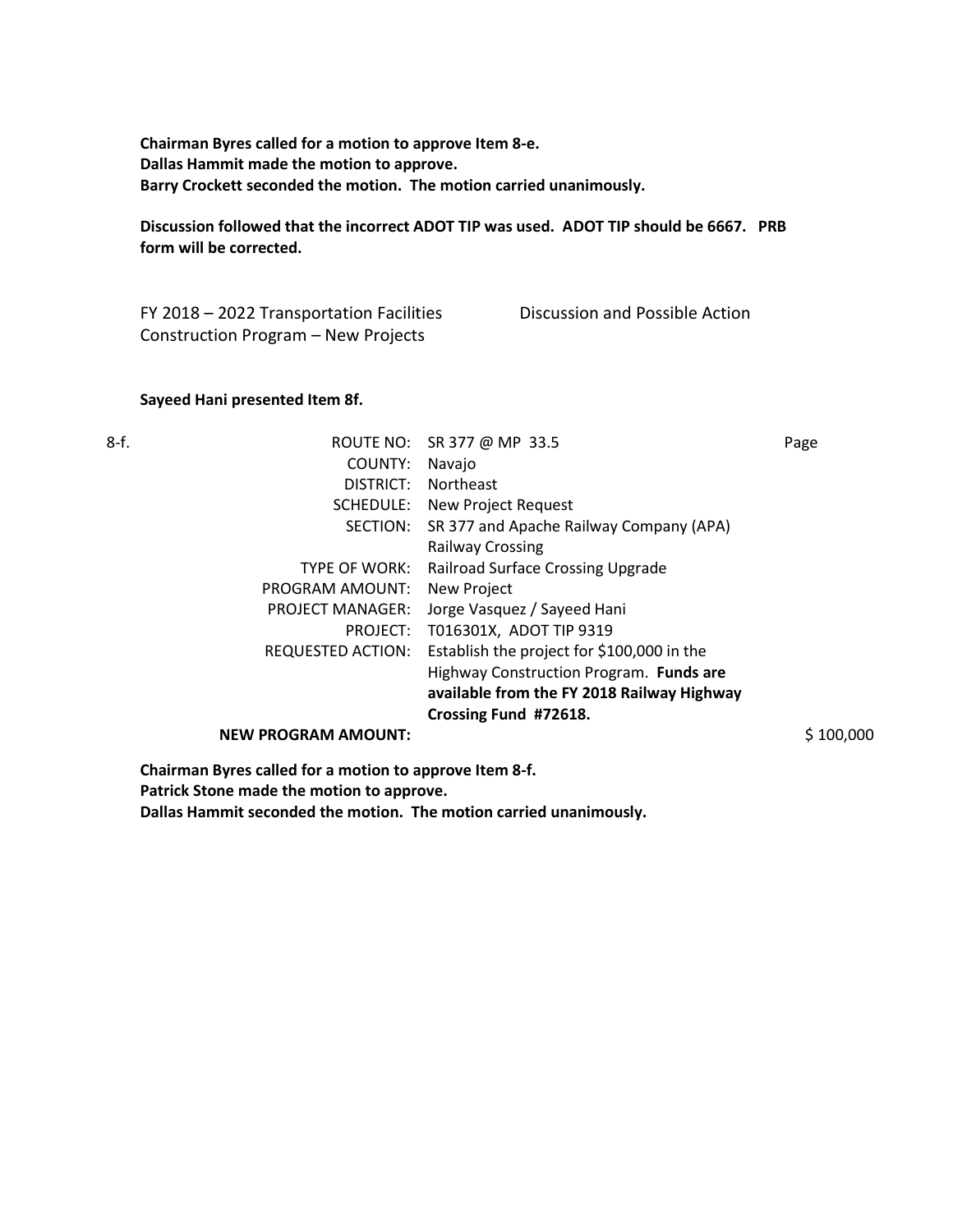**Chairman Byres called for a motion to approve Item 8-e.**
**Dallas Hammit made the motion to approve.**
**Barry Crockett seconded the motion. The motion carried unanimously.**

**Discussion followed that the incorrect ADOT TIP was used. ADOT TIP should be 6667. PRB form will be corrected.**

| FY 2018 – 2022 Transportation Facilities Construction Program – New Projects | Discussion and Possible Action |
|---|---|

**Sayeed Hani presented Item 8f.**

| 8-f. | | | |
|---|---|---|---|
| | ROUTE NO: | SR 377 @ MP 33.5 | Page |
| | COUNTY: | Navajo | |
| | DISTRICT: | Northeast | |
| | SCHEDULE: | New Project Request | |
| | SECTION: | SR 377 and Apache Railway Company (APA) Railway Crossing | |
| | TYPE OF WORK: | Railroad Surface Crossing Upgrade | |
| | PROGRAM AMOUNT: | New Project | |
| | PROJECT MANAGER: | Jorge Vasquez / Sayeed Hani | |
| | PROJECT: | T016301X, ADOT TIP 9319 | |
| | REQUESTED ACTION: | Establish the project for $100,000 in the Highway Construction Program. **Funds are available from the FY 2018 Railway Highway Crossing Fund #72618.** | |
| | **NEW PROGRAM AMOUNT:** | | $ 100,000 |

**Chairman Byres called for a motion to approve Item 8-f.**
**Patrick Stone made the motion to approve.**
**Dallas Hammit seconded the motion. The motion carried unanimously.**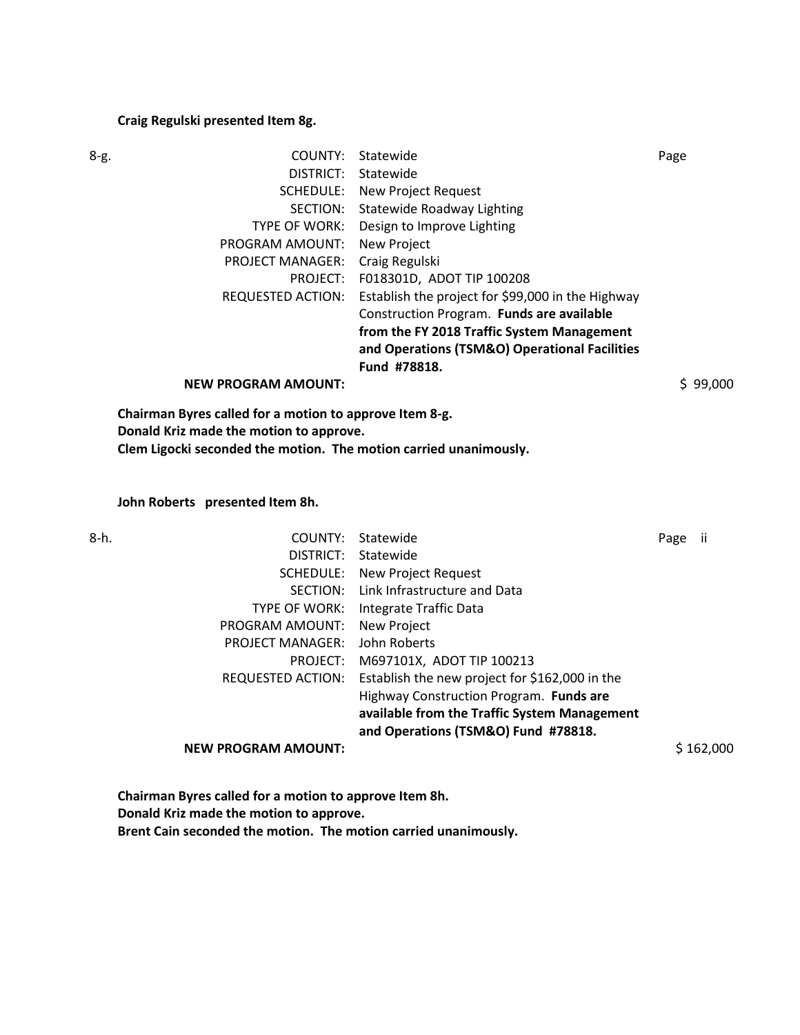**Craig Regulski presented Item 8g.**

8-g.

| | | |
|---|---|---|
| COUNTY: | Statewide | Page |
| DISTRICT: | Statewide | |
| SCHEDULE: | New Project Request | |
| SECTION: | Statewide Roadway Lighting | |
| TYPE OF WORK: | Design to Improve Lighting | |
| PROGRAM AMOUNT: | New Project | |
| PROJECT MANAGER: | Craig Regulski | |
| PROJECT: | F018301D, ADOT TIP 100208 | |
| REQUESTED ACTION: | Establish the project for $99,000 in the Highway Construction Program. **Funds are available from the FY 2018 Traffic System Management and Operations (TSM&O) Operational Facilities Fund #78818.** | |
| **NEW PROGRAM AMOUNT:** | | $ 99,000 |

**Chairman Byres called for a motion to approve Item 8-g.**
**Donald Kriz made the motion to approve.**
**Clem Ligocki seconded the motion. The motion carried unanimously.**

**John Roberts presented Item 8h.**

8-h.

| | | |
|---|---|---|
| COUNTY: | Statewide | Page ii |
| DISTRICT: | Statewide | |
| SCHEDULE: | New Project Request | |
| SECTION: | Link Infrastructure and Data | |
| TYPE OF WORK: | Integrate Traffic Data | |
| PROGRAM AMOUNT: | New Project | |
| PROJECT MANAGER: | John Roberts | |
| PROJECT: | M697101X, ADOT TIP 100213 | |
| REQUESTED ACTION: | Establish the new project for $162,000 in the Highway Construction Program. **Funds are available from the Traffic System Management and Operations (TSM&O) Fund #78818.** | |
| **NEW PROGRAM AMOUNT:** | | $ 162,000 |

**Chairman Byres called for a motion to approve Item 8h.**
**Donald Kriz made the motion to approve.**
**Brent Cain seconded the motion. The motion carried unanimously.**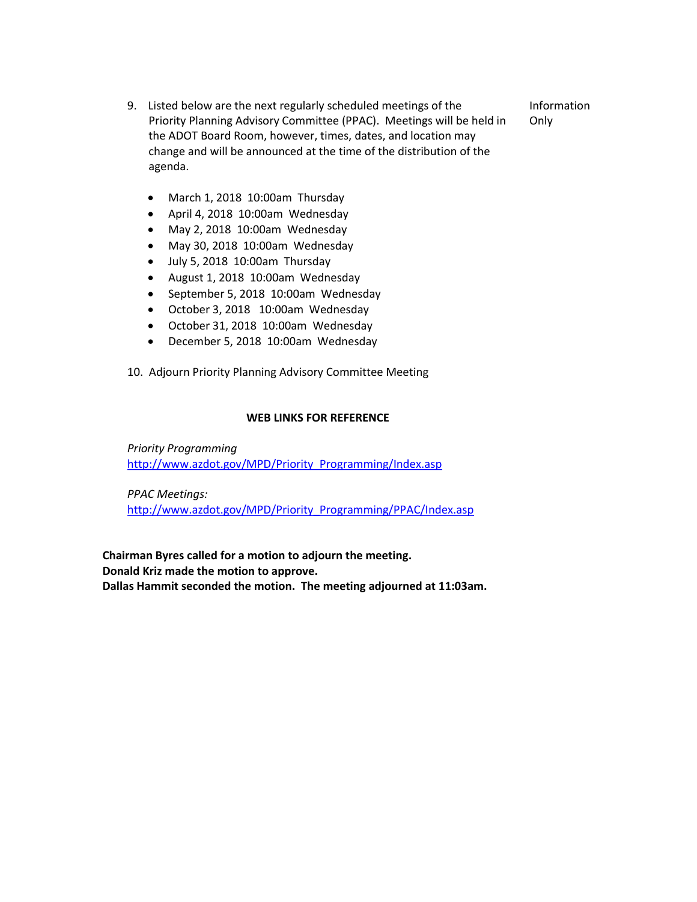9. Listed below are the next regularly scheduled meetings of the Priority Planning Advisory Committee (PPAC). Meetings will be held in the ADOT Board Room, however, times, dates, and location may change and will be announced at the time of the distribution of the agenda.

   Information Only

   - March 1, 2018 10:00am Thursday
   - April 4, 2018 10:00am Wednesday
   - May 2, 2018 10:00am Wednesday
   - May 30, 2018 10:00am Wednesday
   - July 5, 2018 10:00am Thursday
   - August 1, 2018 10:00am Wednesday
   - September 5, 2018 10:00am Wednesday
   - October 3, 2018 10:00am Wednesday
   - October 31, 2018 10:00am Wednesday
   - December 5, 2018 10:00am Wednesday

10. Adjourn Priority Planning Advisory Committee Meeting

**WEB LINKS FOR REFERENCE**

*Priority Programming*
http://www.azdot.gov/MPD/Priority_Programming/Index.asp

*PPAC Meetings:*
http://www.azdot.gov/MPD/Priority_Programming/PPAC/Index.asp

**Chairman Byres called for a motion to adjourn the meeting.**
**Donald Kriz made the motion to approve.**
**Dallas Hammit seconded the motion. The meeting adjourned at 11:03am.**